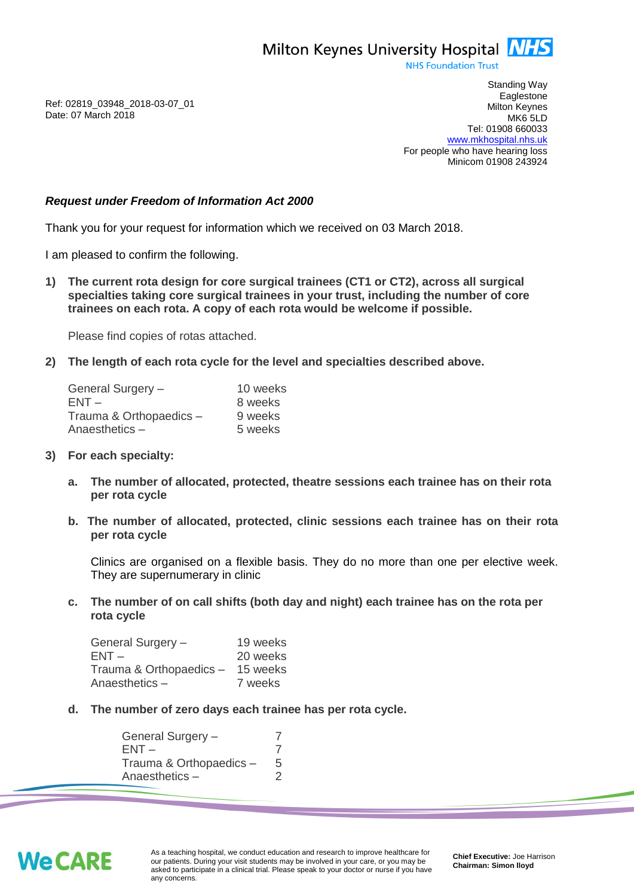Milton Keynes University Hospital NHS
NHS Foundation Trust

Ref: 02819_03948_2018-03-07_01
Date: 07 March 2018

Standing Way
Eaglestone
Milton Keynes
MK6 5LD
Tel: 01908 660033
www.mkhospital.nhs.uk
For people who have hearing loss
Minicom 01908 243924

***Request under Freedom of Information Act 2000***

Thank you for your request for information which we received on 03 March 2018.

I am pleased to confirm the following.

1) **The current rota design for core surgical trainees (CT1 or CT2), across all surgical specialties taking core surgical trainees in your trust, including the number of core trainees on each rota. A copy of each rota would be welcome if possible.**

   Please find copies of rotas attached.

2) **The length of each rota cycle for the level and specialties described above.**

   | | |
   |---|---|
   | General Surgery – | 10 weeks |
   | ENT – | 8 weeks |
   | Trauma & Orthopaedics – | 9 weeks |
   | Anaesthetics – | 5 weeks |

3) **For each specialty:**

   a. **The number of allocated, protected, theatre sessions each trainee has on their rota per rota cycle**

   b. **The number of allocated, protected, clinic sessions each trainee has on their rota per rota cycle**

      Clinics are organised on a flexible basis. They do no more than one per elective week. They are supernumerary in clinic

   c. **The number of on call shifts (both day and night) each trainee has on the rota per rota cycle**

      | | |
      |---|---|
      | General Surgery – | 19 weeks |
      | ENT – | 20 weeks |
      | Trauma & Orthopaedics – | 15 weeks |
      | Anaesthetics – | 7 weeks |

   d. **The number of zero days each trainee has per rota cycle.**

      | | |
      |---|---|
      | General Surgery – | 7 |
      | ENT – | 7 |
      | Trauma & Orthopaedics – | 5 |
      | Anaesthetics – | 2 |

We CARE

As a teaching hospital, we conduct education and research to improve healthcare for our patients. During your visit students may be involved in your care, or you may be asked to participate in a clinical trial. Please speak to your doctor or nurse if you have any concerns.

**Chief Executive:** Joe Harrison
**Chairman: Simon lloyd**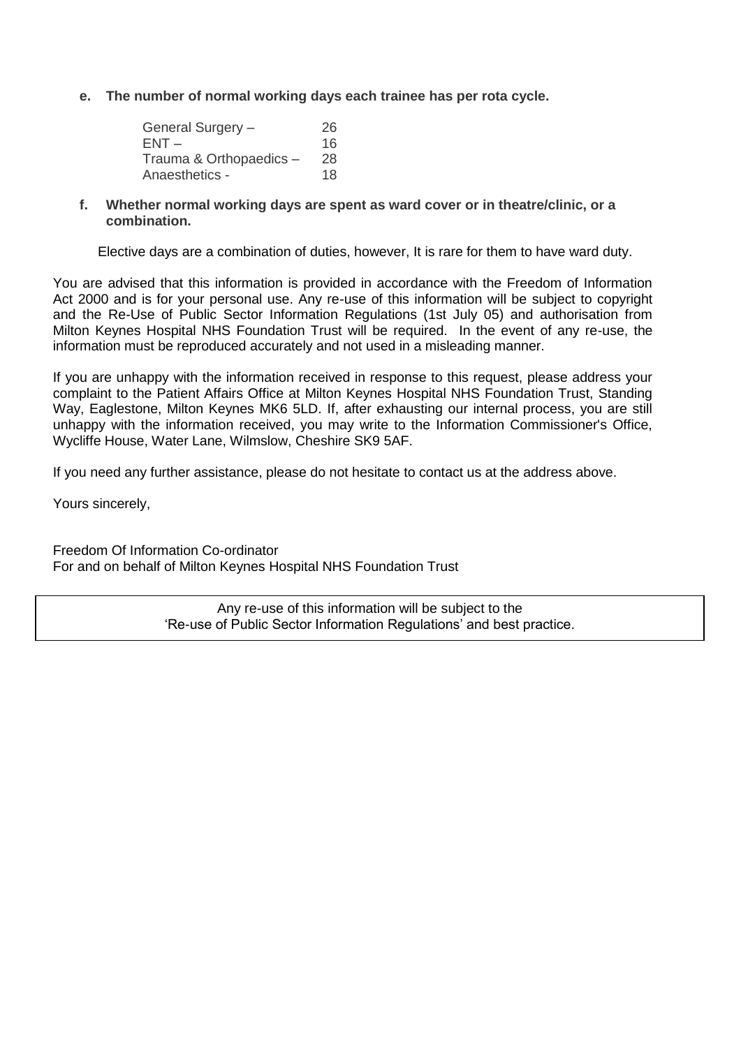**e. The number of normal working days each trainee has per rota cycle.**

| | |
|---|---|
| General Surgery – | 26 |
| ENT – | 16 |
| Trauma & Orthopaedics – | 28 |
| Anaesthetics - | 18 |

**f. Whether normal working days are spent as ward cover or in theatre/clinic, or a combination.**

Elective days are a combination of duties, however, It is rare for them to have ward duty.

You are advised that this information is provided in accordance with the Freedom of Information Act 2000 and is for your personal use. Any re-use of this information will be subject to copyright and the Re-Use of Public Sector Information Regulations (1st July 05) and authorisation from Milton Keynes Hospital NHS Foundation Trust will be required. In the event of any re-use, the information must be reproduced accurately and not used in a misleading manner.

If you are unhappy with the information received in response to this request, please address your complaint to the Patient Affairs Office at Milton Keynes Hospital NHS Foundation Trust, Standing Way, Eaglestone, Milton Keynes MK6 5LD. If, after exhausting our internal process, you are still unhappy with the information received, you may write to the Information Commissioner's Office, Wycliffe House, Water Lane, Wilmslow, Cheshire SK9 5AF.

If you need any further assistance, please do not hesitate to contact us at the address above.

Yours sincerely,

Freedom Of Information Co-ordinator
For and on behalf of Milton Keynes Hospital NHS Foundation Trust

Any re-use of this information will be subject to the 'Re-use of Public Sector Information Regulations' and best practice.